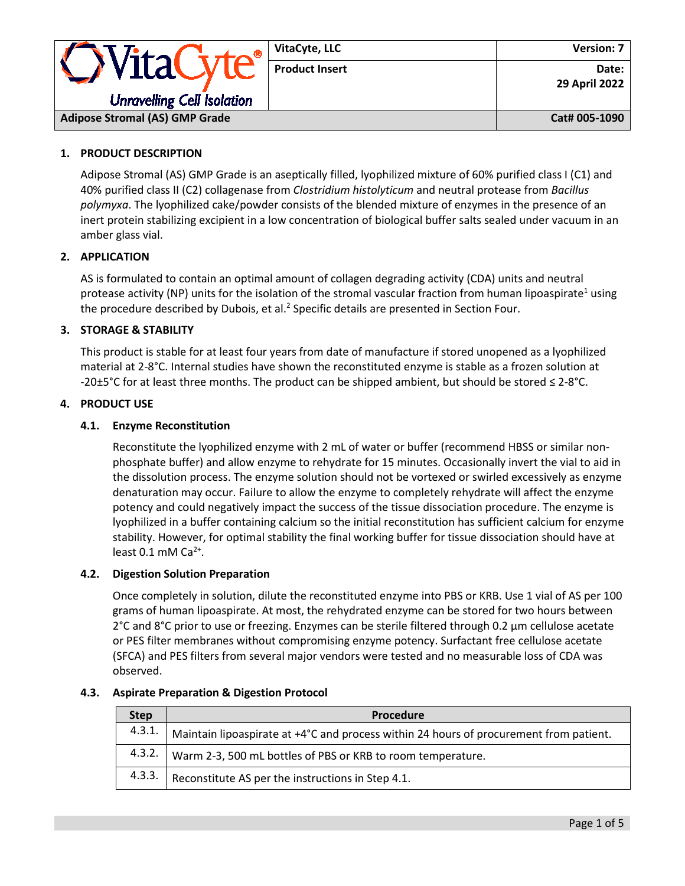| VitaCyte — Unravelling Cell Isolation | VitaCyte, LLC | Version: 7 |
|---|---|---|
| | Product Insert | Date: 29 April 2022 |
| Adipose Stromal (AS) GMP Grade | | Cat# 005-1090 |

## 1. PRODUCT DESCRIPTION

Adipose Stromal (AS) GMP Grade is an aseptically filled, lyophilized mixture of 60% purified class I (C1) and 40% purified class II (C2) collagenase from *Clostridium histolyticum* and neutral protease from *Bacillus polymyxa*. The lyophilized cake/powder consists of the blended mixture of enzymes in the presence of an inert protein stabilizing excipient in a low concentration of biological buffer salts sealed under vacuum in an amber glass vial.

## 2. APPLICATION

AS is formulated to contain an optimal amount of collagen degrading activity (CDA) units and neutral protease activity (NP) units for the isolation of the stromal vascular fraction from human lipoaspirate[1] using the procedure described by Dubois, et al.[2] Specific details are presented in Section Four.

## 3. STORAGE & STABILITY

This product is stable for at least four years from date of manufacture if stored unopened as a lyophilized material at 2-8°C. Internal studies have shown the reconstituted enzyme is stable as a frozen solution at -20±5°C for at least three months. The product can be shipped ambient, but should be stored ≤ 2-8°C.

## 4. PRODUCT USE

### 4.1. Enzyme Reconstitution

Reconstitute the lyophilized enzyme with 2 mL of water or buffer (recommend HBSS or similar non-phosphate buffer) and allow enzyme to rehydrate for 15 minutes. Occasionally invert the vial to aid in the dissolution process. The enzyme solution should not be vortexed or swirled excessively as enzyme denaturation may occur. Failure to allow the enzyme to completely rehydrate will affect the enzyme potency and could negatively impact the success of the tissue dissociation procedure. The enzyme is lyophilized in a buffer containing calcium so the initial reconstitution has sufficient calcium for enzyme stability. However, for optimal stability the final working buffer for tissue dissociation should have at least 0.1 mM $Ca^{2+}$.

### 4.2. Digestion Solution Preparation

Once completely in solution, dilute the reconstituted enzyme into PBS or KRB. Use 1 vial of AS per 100 grams of human lipoaspirate. At most, the rehydrated enzyme can be stored for two hours between 2°C and 8°C prior to use or freezing. Enzymes can be sterile filtered through 0.2 µm cellulose acetate or PES filter membranes without compromising enzyme potency. Surfactant free cellulose acetate (SFCA) and PES filters from several major vendors were tested and no measurable loss of CDA was observed.

### 4.3. Aspirate Preparation & Digestion Protocol

| Step | Procedure |
|---|---|
| 4.3.1. | Maintain lipoaspirate at +4°C and process within 24 hours of procurement from patient. |
| 4.3.2. | Warm 2-3, 500 mL bottles of PBS or KRB to room temperature. |
| 4.3.3. | Reconstitute AS per the instructions in Step 4.1. |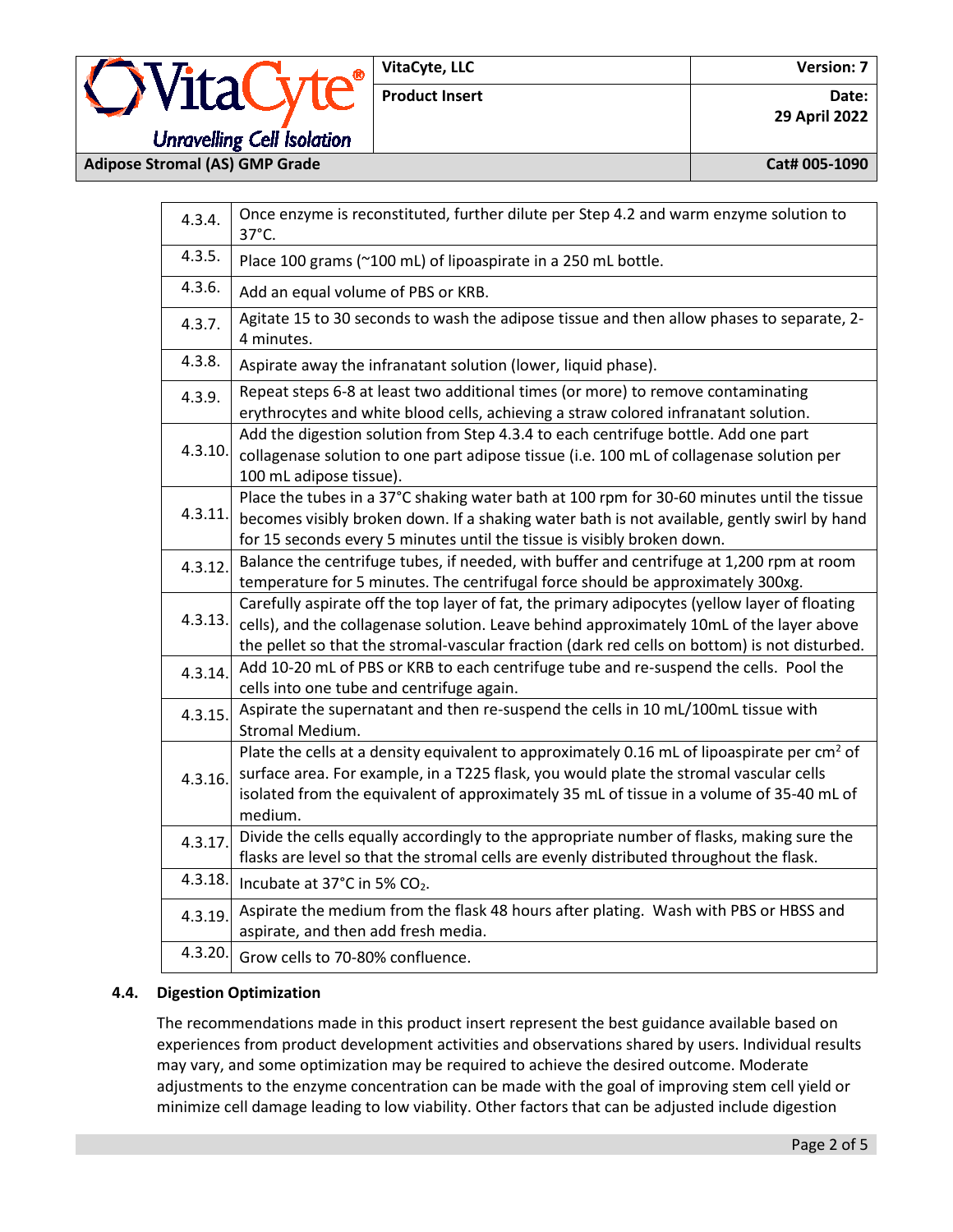| | |
|---|---|
| 4.3.4. | Once enzyme is reconstituted, further dilute per Step 4.2 and warm enzyme solution to 37°C. |
| 4.3.5. | Place 100 grams (~100 mL) of lipoaspirate in a 250 mL bottle. |
| 4.3.6. | Add an equal volume of PBS or KRB. |
| 4.3.7. | Agitate 15 to 30 seconds to wash the adipose tissue and then allow phases to separate, 2-4 minutes. |
| 4.3.8. | Aspirate away the infranatant solution (lower, liquid phase). |
| 4.3.9. | Repeat steps 6-8 at least two additional times (or more) to remove contaminating erythrocytes and white blood cells, achieving a straw colored infranatant solution. |
| 4.3.10. | Add the digestion solution from Step 4.3.4 to each centrifuge bottle. Add one part collagenase solution to one part adipose tissue (i.e. 100 mL of collagenase solution per 100 mL adipose tissue). |
| 4.3.11. | Place the tubes in a 37°C shaking water bath at 100 rpm for 30-60 minutes until the tissue becomes visibly broken down. If a shaking water bath is not available, gently swirl by hand for 15 seconds every 5 minutes until the tissue is visibly broken down. |
| 4.3.12. | Balance the centrifuge tubes, if needed, with buffer and centrifuge at 1,200 rpm at room temperature for 5 minutes. The centrifugal force should be approximately 300xg. |
| 4.3.13. | Carefully aspirate off the top layer of fat, the primary adipocytes (yellow layer of floating cells), and the collagenase solution. Leave behind approximately 10mL of the layer above the pellet so that the stromal-vascular fraction (dark red cells on bottom) is not disturbed. |
| 4.3.14. | Add 10-20 mL of PBS or KRB to each centrifuge tube and re-suspend the cells. Pool the cells into one tube and centrifuge again. |
| 4.3.15. | Aspirate the supernatant and then re-suspend the cells in 10 mL/100mL tissue with Stromal Medium. |
| 4.3.16. | Plate the cells at a density equivalent to approximately 0.16 mL of lipoaspirate per $cm^2$ of surface area. For example, in a T225 flask, you would plate the stromal vascular cells isolated from the equivalent of approximately 35 mL of tissue in a volume of 35-40 mL of medium. |
| 4.3.17. | Divide the cells equally accordingly to the appropriate number of flasks, making sure the flasks are level so that the stromal cells are evenly distributed throughout the flask. |
| 4.3.18. | Incubate at 37°C in 5% $CO_2$. |
| 4.3.19. | Aspirate the medium from the flask 48 hours after plating. Wash with PBS or HBSS and aspirate, and then add fresh media. |
| 4.3.20. | Grow cells to 70-80% confluence. |

### 4.4. Digestion Optimization

The recommendations made in this product insert represent the best guidance available based on experiences from product development activities and observations shared by users. Individual results may vary, and some optimization may be required to achieve the desired outcome. Moderate adjustments to the enzyme concentration can be made with the goal of improving stem cell yield or minimize cell damage leading to low viability. Other factors that can be adjusted include digestion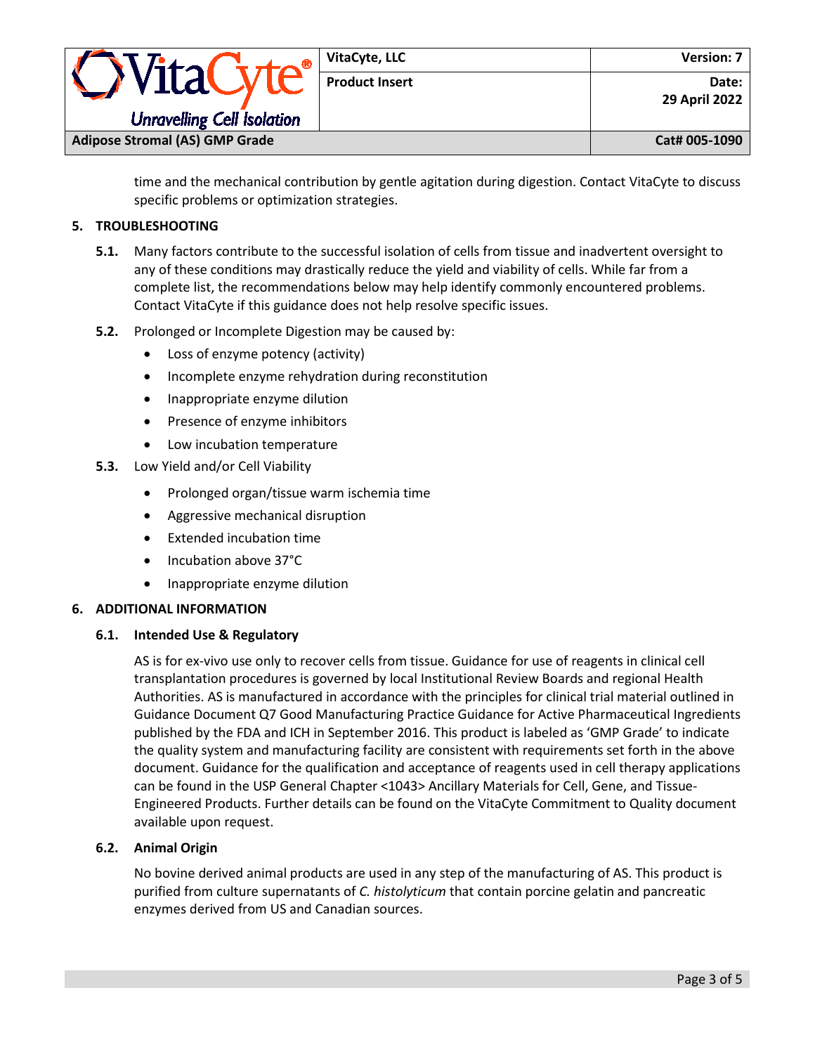time and the mechanical contribution by gentle agitation during digestion. Contact VitaCyte to discuss specific problems or optimization strategies.

## 5. TROUBLESHOOTING

**5.1.** Many factors contribute to the successful isolation of cells from tissue and inadvertent oversight to any of these conditions may drastically reduce the yield and viability of cells. While far from a complete list, the recommendations below may help identify commonly encountered problems. Contact VitaCyte if this guidance does not help resolve specific issues.

**5.2.** Prolonged or Incomplete Digestion may be caused by:

- Loss of enzyme potency (activity)
- Incomplete enzyme rehydration during reconstitution
- Inappropriate enzyme dilution
- Presence of enzyme inhibitors
- Low incubation temperature

**5.3.** Low Yield and/or Cell Viability

- Prolonged organ/tissue warm ischemia time
- Aggressive mechanical disruption
- Extended incubation time
- Incubation above 37°C
- Inappropriate enzyme dilution

## 6. ADDITIONAL INFORMATION

### 6.1. Intended Use & Regulatory

AS is for ex-vivo use only to recover cells from tissue. Guidance for use of reagents in clinical cell transplantation procedures is governed by local Institutional Review Boards and regional Health Authorities. AS is manufactured in accordance with the principles for clinical trial material outlined in Guidance Document Q7 Good Manufacturing Practice Guidance for Active Pharmaceutical Ingredients published by the FDA and ICH in September 2016. This product is labeled as 'GMP Grade' to indicate the quality system and manufacturing facility are consistent with requirements set forth in the above document. Guidance for the qualification and acceptance of reagents used in cell therapy applications can be found in the USP General Chapter <1043> Ancillary Materials for Cell, Gene, and Tissue-Engineered Products. Further details can be found on the VitaCyte Commitment to Quality document available upon request.

### 6.2. Animal Origin

No bovine derived animal products are used in any step of the manufacturing of AS. This product is purified from culture supernatants of *C. histolyticum* that contain porcine gelatin and pancreatic enzymes derived from US and Canadian sources.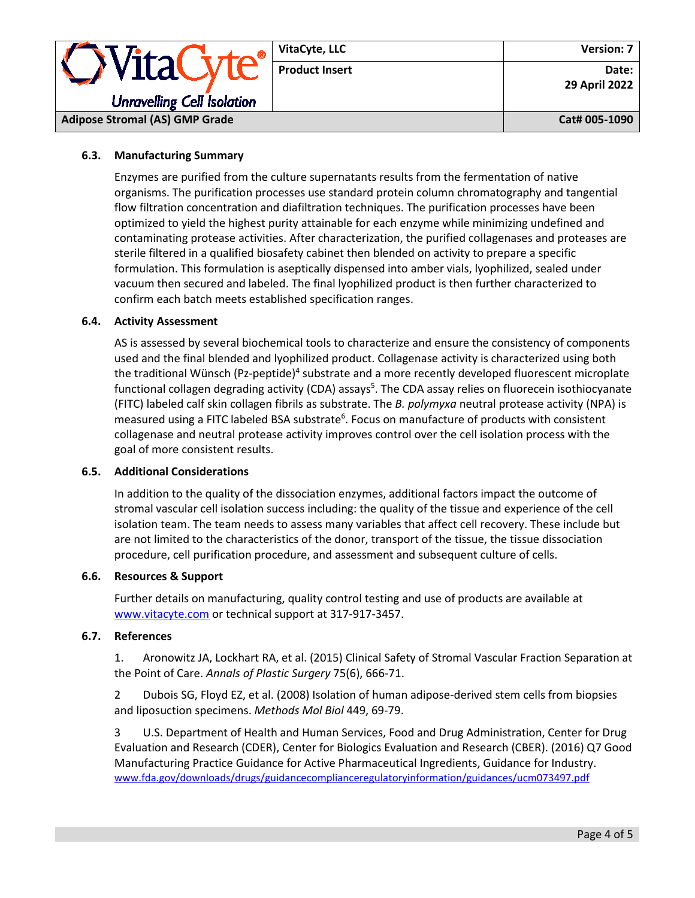### 6.3. Manufacturing Summary

Enzymes are purified from the culture supernatants results from the fermentation of native organisms. The purification processes use standard protein column chromatography and tangential flow filtration concentration and diafiltration techniques. The purification processes have been optimized to yield the highest purity attainable for each enzyme while minimizing undefined and contaminating protease activities. After characterization, the purified collagenases and proteases are sterile filtered in a qualified biosafety cabinet then blended on activity to prepare a specific formulation. This formulation is aseptically dispensed into amber vials, lyophilized, sealed under vacuum then secured and labeled. The final lyophilized product is then further characterized to confirm each batch meets established specification ranges.

### 6.4. Activity Assessment

AS is assessed by several biochemical tools to characterize and ensure the consistency of components used and the final blended and lyophilized product. Collagenase activity is characterized using both the traditional Wünsch (Pz-peptide)[4] substrate and a more recently developed fluorescent microplate functional collagen degrading activity (CDA) assays[5]. The CDA assay relies on fluorescein isothiocyanate (FITC) labeled calf skin collagen fibrils as substrate. The *B. polymyxa* neutral protease activity (NPA) is measured using a FITC labeled BSA substrate[6]. Focus on manufacture of products with consistent collagenase and neutral protease activity improves control over the cell isolation process with the goal of more consistent results.

### 6.5. Additional Considerations

In addition to the quality of the dissociation enzymes, additional factors impact the outcome of stromal vascular cell isolation success including: the quality of the tissue and experience of the cell isolation team. The team needs to assess many variables that affect cell recovery. These include but are not limited to the characteristics of the donor, transport of the tissue, the tissue dissociation procedure, cell purification procedure, and assessment and subsequent culture of cells.

### 6.6. Resources & Support

Further details on manufacturing, quality control testing and use of products are available at [www.vitacyte.com](http://www.vitacyte.com) or technical support at 317-917-3457.

### 6.7. References

1. Aronowitz JA, Lockhart RA, et al. (2015) Clinical Safety of Stromal Vascular Fraction Separation at the Point of Care. *Annals of Plastic Surgery* 75(6), 666-71.

2 Dubois SG, Floyd EZ, et al. (2008) Isolation of human adipose-derived stem cells from biopsies and liposuction specimens. *Methods Mol Biol* 449, 69-79.

3 U.S. Department of Health and Human Services, Food and Drug Administration, Center for Drug Evaluation and Research (CDER), Center for Biologics Evaluation and Research (CBER). (2016) Q7 Good Manufacturing Practice Guidance for Active Pharmaceutical Ingredients, Guidance for Industry. [www.fda.gov/downloads/drugs/guidancecomplianceregulatoryinformation/guidances/ucm073497.pdf](http://www.fda.gov/downloads/drugs/guidancecomplianceregulatoryinformation/guidances/ucm073497.pdf)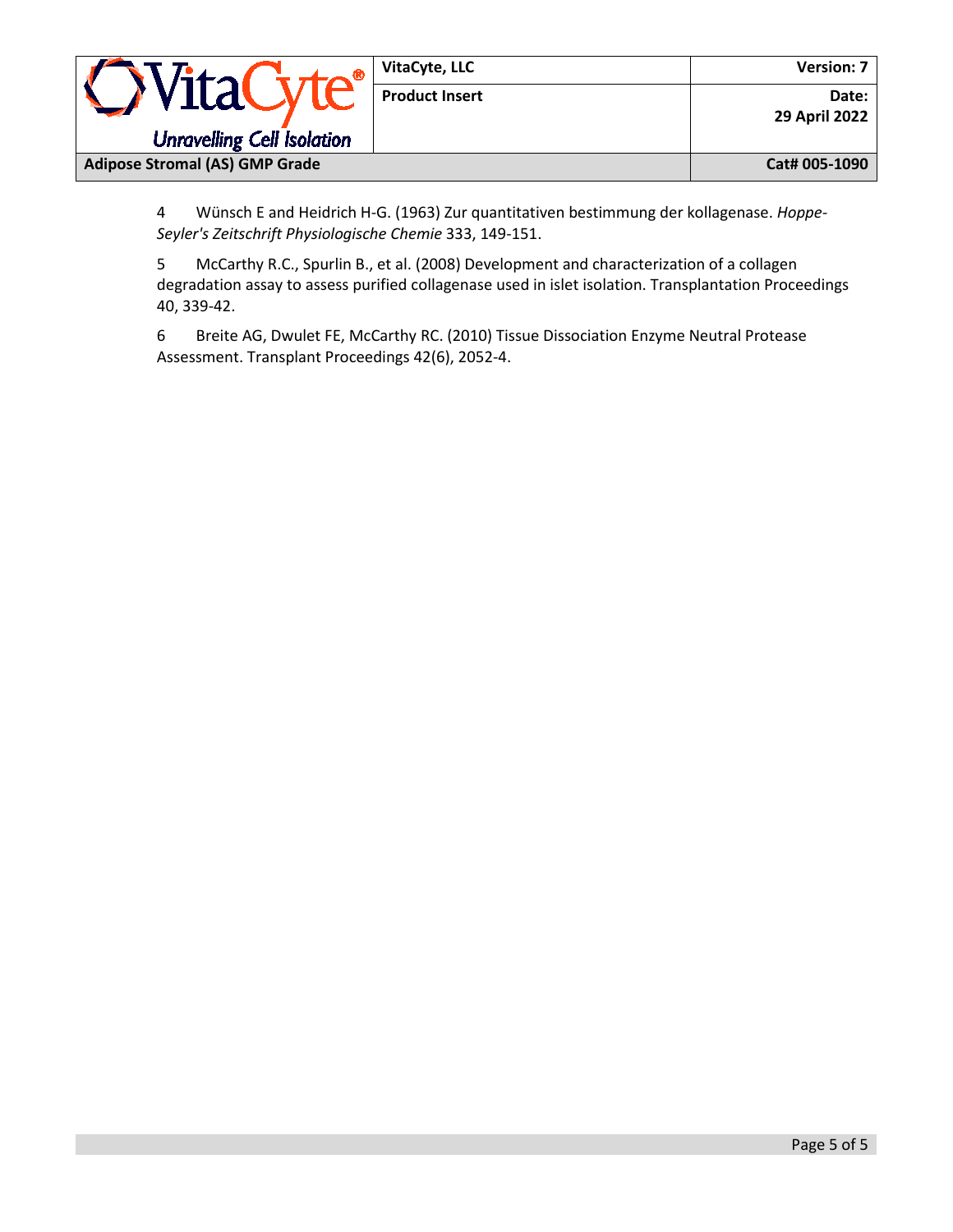4 Wünsch E and Heidrich H-G. (1963) Zur quantitativen bestimmung der kollagenase. *Hoppe-Seyler's Zeitschrift Physiologische Chemie* 333, 149-151.

5 McCarthy R.C., Spurlin B., et al. (2008) Development and characterization of a collagen degradation assay to assess purified collagenase used in islet isolation. Transplantation Proceedings 40, 339-42.

6 Breite AG, Dwulet FE, McCarthy RC. (2010) Tissue Dissociation Enzyme Neutral Protease Assessment. Transplant Proceedings 42(6), 2052-4.